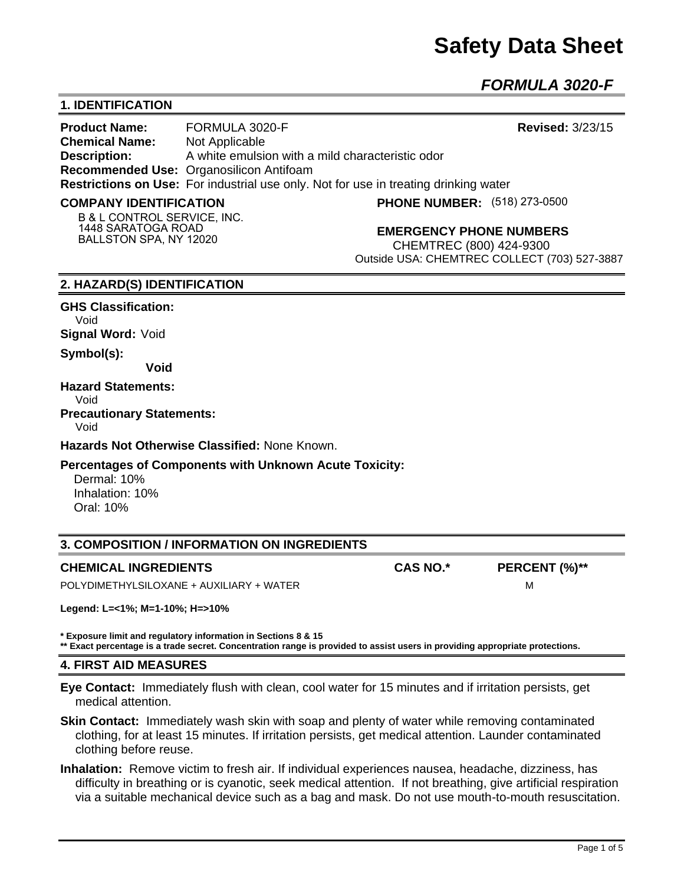# Safety Data Sheet

## *FORMULA 3020-F*

## 1. IDENTIFICATION

**Product Name:** FORMULA 3020-F **Revised:** 3/23/15
**Chemical Name:** Not Applicable
**Description:** A white emulsion with a mild characteristic odor
**Recommended Use:** Organosilicon Antifoam
**Restrictions on Use:** For industrial use only. Not for use in treating drinking water

**COMPANY IDENTIFICATION**
B & L CONTROL SERVICE, INC.
1448 SARATOGA ROAD
BALLSTON SPA, NY 12020

**PHONE NUMBER:** (518) 273-0500

**EMERGENCY PHONE NUMBERS**
CHEMTREC (800) 424-9300
Outside USA: CHEMTREC COLLECT (703) 527-3887

## 2. HAZARD(S) IDENTIFICATION

**GHS Classification:**
Void

**Signal Word:** Void

**Symbol(s):**
**Void**

**Hazard Statements:**
Void

**Precautionary Statements:**
Void

**Hazards Not Otherwise Classified:** None Known.

**Percentages of Components with Unknown Acute Toxicity:**
Dermal: 10%
Inhalation: 10%
Oral: 10%

## 3. COMPOSITION / INFORMATION ON INGREDIENTS

| CHEMICAL INGREDIENTS | CAS NO.* | PERCENT (%)** |
|---|---|---|
| POLYDIMETHYLSILOXANE + AUXILIARY + WATER | | M |

**Legend: L=<1%; M=1-10%; H=>10%**

**\* Exposure limit and regulatory information in Sections 8 & 15**
**\*\* Exact percentage is a trade secret. Concentration range is provided to assist users in providing appropriate protections.**

## 4. FIRST AID MEASURES

**Eye Contact:** Immediately flush with clean, cool water for 15 minutes and if irritation persists, get medical attention.

**Skin Contact:** Immediately wash skin with soap and plenty of water while removing contaminated clothing, for at least 15 minutes. If irritation persists, get medical attention. Launder contaminated clothing before reuse.

**Inhalation:** Remove victim to fresh air. If individual experiences nausea, headache, dizziness, has difficulty in breathing or is cyanotic, seek medical attention. If not breathing, give artificial respiration via a suitable mechanical device such as a bag and mask. Do not use mouth-to-mouth resuscitation.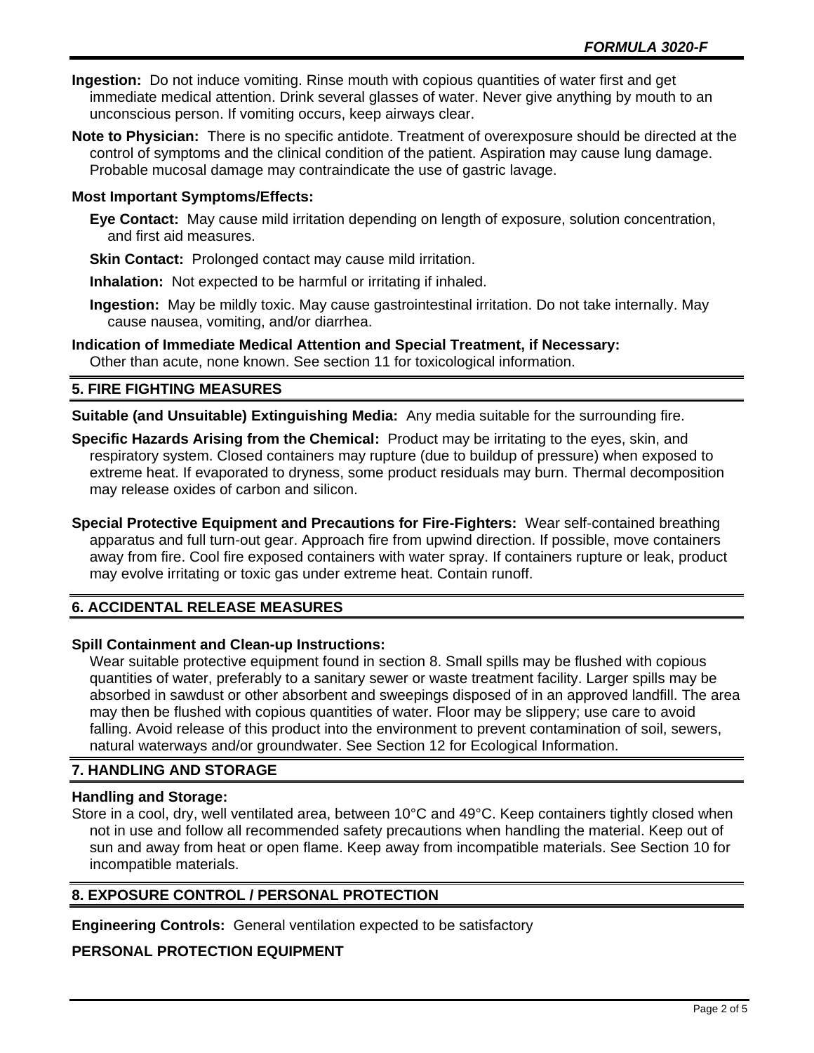**Ingestion:** Do not induce vomiting. Rinse mouth with copious quantities of water first and get immediate medical attention. Drink several glasses of water. Never give anything by mouth to an unconscious person. If vomiting occurs, keep airways clear.

**Note to Physician:** There is no specific antidote. Treatment of overexposure should be directed at the control of symptoms and the clinical condition of the patient. Aspiration may cause lung damage. Probable mucosal damage may contraindicate the use of gastric lavage.

**Most Important Symptoms/Effects:**

**Eye Contact:** May cause mild irritation depending on length of exposure, solution concentration, and first aid measures.

**Skin Contact:** Prolonged contact may cause mild irritation.

**Inhalation:** Not expected to be harmful or irritating if inhaled.

**Ingestion:** May be mildly toxic. May cause gastrointestinal irritation. Do not take internally. May cause nausea, vomiting, and/or diarrhea.

**Indication of Immediate Medical Attention and Special Treatment, if Necessary:**
Other than acute, none known. See section 11 for toxicological information.

## 5. FIRE FIGHTING MEASURES

**Suitable (and Unsuitable) Extinguishing Media:** Any media suitable for the surrounding fire.

**Specific Hazards Arising from the Chemical:** Product may be irritating to the eyes, skin, and respiratory system. Closed containers may rupture (due to buildup of pressure) when exposed to extreme heat. If evaporated to dryness, some product residuals may burn. Thermal decomposition may release oxides of carbon and silicon.

**Special Protective Equipment and Precautions for Fire-Fighters:** Wear self-contained breathing apparatus and full turn-out gear. Approach fire from upwind direction. If possible, move containers away from fire. Cool fire exposed containers with water spray. If containers rupture or leak, product may evolve irritating or toxic gas under extreme heat. Contain runoff.

## 6. ACCIDENTAL RELEASE MEASURES

**Spill Containment and Clean-up Instructions:**
Wear suitable protective equipment found in section 8. Small spills may be flushed with copious quantities of water, preferably to a sanitary sewer or waste treatment facility. Larger spills may be absorbed in sawdust or other absorbent and sweepings disposed of in an approved landfill. The area may then be flushed with copious quantities of water. Floor may be slippery; use care to avoid falling. Avoid release of this product into the environment to prevent contamination of soil, sewers, natural waterways and/or groundwater. See Section 12 for Ecological Information.

## 7. HANDLING AND STORAGE

**Handling and Storage:**
Store in a cool, dry, well ventilated area, between 10°C and 49°C. Keep containers tightly closed when not in use and follow all recommended safety precautions when handling the material. Keep out of sun and away from heat or open flame. Keep away from incompatible materials. See Section 10 for incompatible materials.

## 8. EXPOSURE CONTROL / PERSONAL PROTECTION

**Engineering Controls:** General ventilation expected to be satisfactory

**PERSONAL PROTECTION EQUIPMENT**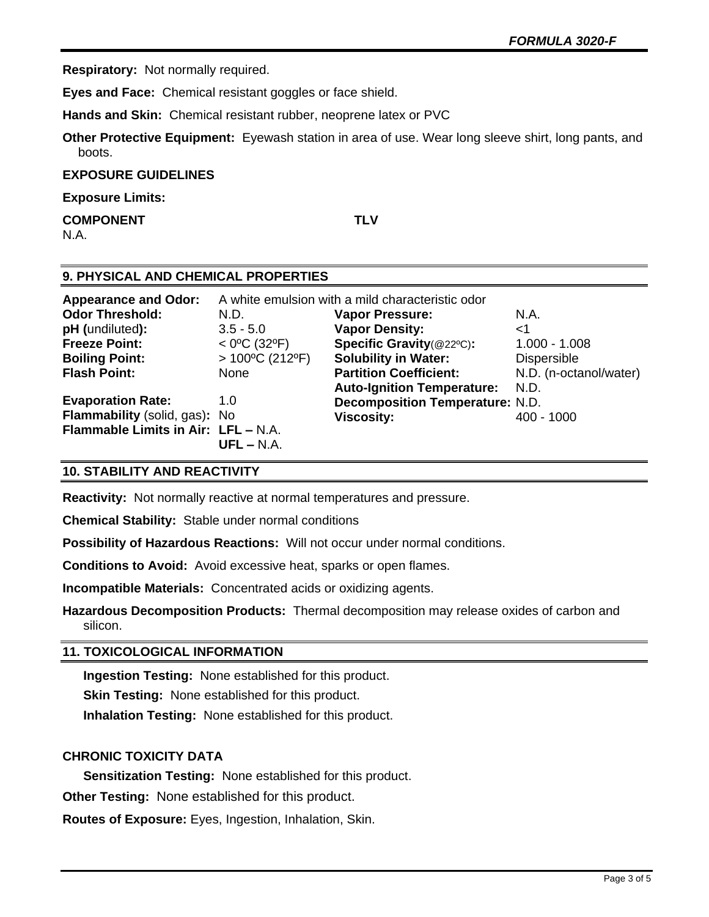**Respiratory:** Not normally required.

**Eyes and Face:** Chemical resistant goggles or face shield.

**Hands and Skin:** Chemical resistant rubber, neoprene latex or PVC

**Other Protective Equipment:** Eyewash station in area of use. Wear long sleeve shirt, long pants, and boots.

**EXPOSURE GUIDELINES**

**Exposure Limits:**

| COMPONENT | TLV |
|---|---|
| N.A. | |

## 9. PHYSICAL AND CHEMICAL PROPERTIES

**Appearance and Odor:** A white emulsion with a mild characteristic odor

| | | | |
|---|---|---|---|
| **Odor Threshold:** | N.D. | **Vapor Pressure:** | N.A. |
| **pH (**undiluted**):** | 3.5 - 5.0 | **Vapor Density:** | <1 |
| **Freeze Point:** | < 0ºC (32ºF) | **Specific Gravity**(@22ºC)**:** | 1.000 - 1.008 |
| **Boiling Point:** | > 100ºC (212ºF) | **Solubility in Water:** | Dispersible |
| **Flash Point:** | None | **Partition Coefficient:** | N.D. (n-octanol/water) |
| | | **Auto-Ignition Temperature:** | N.D. |
| **Evaporation Rate:** | 1.0 | **Decomposition Temperature:** | N.D. |
| **Flammability** (solid, gas)**:** | No | **Viscosity:** | 400 - 1000 |
| **Flammable Limits in Air:** | **LFL –** N.A. | | |
| | **UFL –** N.A. | | |

## 10. STABILITY AND REACTIVITY

**Reactivity:** Not normally reactive at normal temperatures and pressure.

**Chemical Stability:** Stable under normal conditions

**Possibility of Hazardous Reactions:** Will not occur under normal conditions.

**Conditions to Avoid:** Avoid excessive heat, sparks or open flames.

**Incompatible Materials:** Concentrated acids or oxidizing agents.

**Hazardous Decomposition Products:** Thermal decomposition may release oxides of carbon and silicon.

## 11. TOXICOLOGICAL INFORMATION

**Ingestion Testing:** None established for this product.

**Skin Testing:** None established for this product.

**Inhalation Testing:** None established for this product.

**CHRONIC TOXICITY DATA**

**Sensitization Testing:** None established for this product.

**Other Testing:** None established for this product.

**Routes of Exposure:** Eyes, Ingestion, Inhalation, Skin.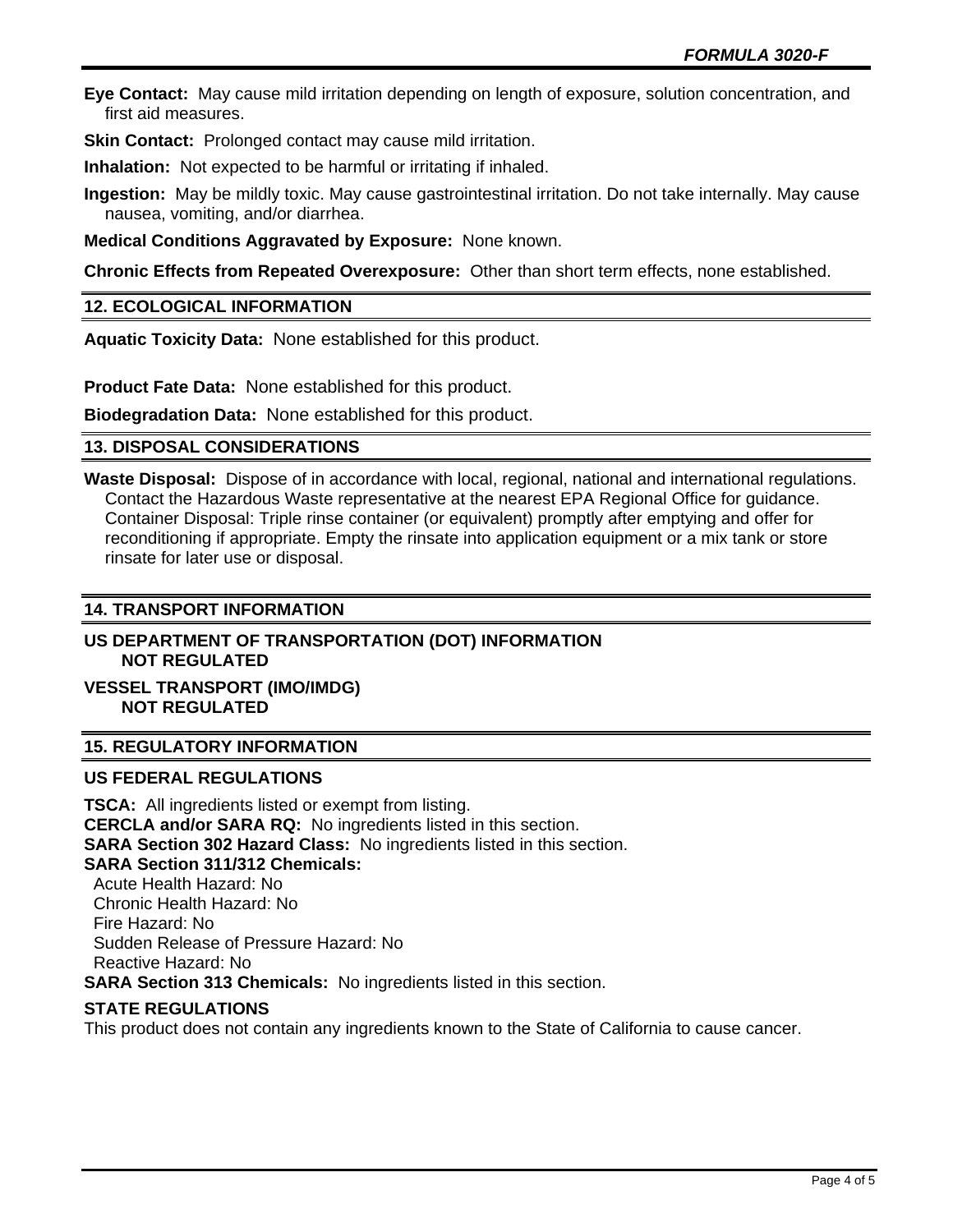**Eye Contact:** May cause mild irritation depending on length of exposure, solution concentration, and first aid measures.

**Skin Contact:** Prolonged contact may cause mild irritation.

**Inhalation:** Not expected to be harmful or irritating if inhaled.

**Ingestion:** May be mildly toxic. May cause gastrointestinal irritation. Do not take internally. May cause nausea, vomiting, and/or diarrhea.

**Medical Conditions Aggravated by Exposure:** None known.

**Chronic Effects from Repeated Overexposure:** Other than short term effects, none established.

## 12. ECOLOGICAL INFORMATION

**Aquatic Toxicity Data:** None established for this product.

**Product Fate Data:** None established for this product.

**Biodegradation Data:** None established for this product.

## 13. DISPOSAL CONSIDERATIONS

**Waste Disposal:** Dispose of in accordance with local, regional, national and international regulations. Contact the Hazardous Waste representative at the nearest EPA Regional Office for guidance. Container Disposal: Triple rinse container (or equivalent) promptly after emptying and offer for reconditioning if appropriate. Empty the rinsate into application equipment or a mix tank or store rinsate for later use or disposal.

## 14. TRANSPORT INFORMATION

**US DEPARTMENT OF TRANSPORTATION (DOT) INFORMATION**
**NOT REGULATED**

**VESSEL TRANSPORT (IMO/IMDG)**
**NOT REGULATED**

## 15. REGULATORY INFORMATION

### US FEDERAL REGULATIONS

**TSCA:** All ingredients listed or exempt from listing.
**CERCLA and/or SARA RQ:** No ingredients listed in this section.
**SARA Section 302 Hazard Class:** No ingredients listed in this section.
**SARA Section 311/312 Chemicals:**
Acute Health Hazard: No
Chronic Health Hazard: No
Fire Hazard: No
Sudden Release of Pressure Hazard: No
Reactive Hazard: No
**SARA Section 313 Chemicals:** No ingredients listed in this section.

### STATE REGULATIONS

This product does not contain any ingredients known to the State of California to cause cancer.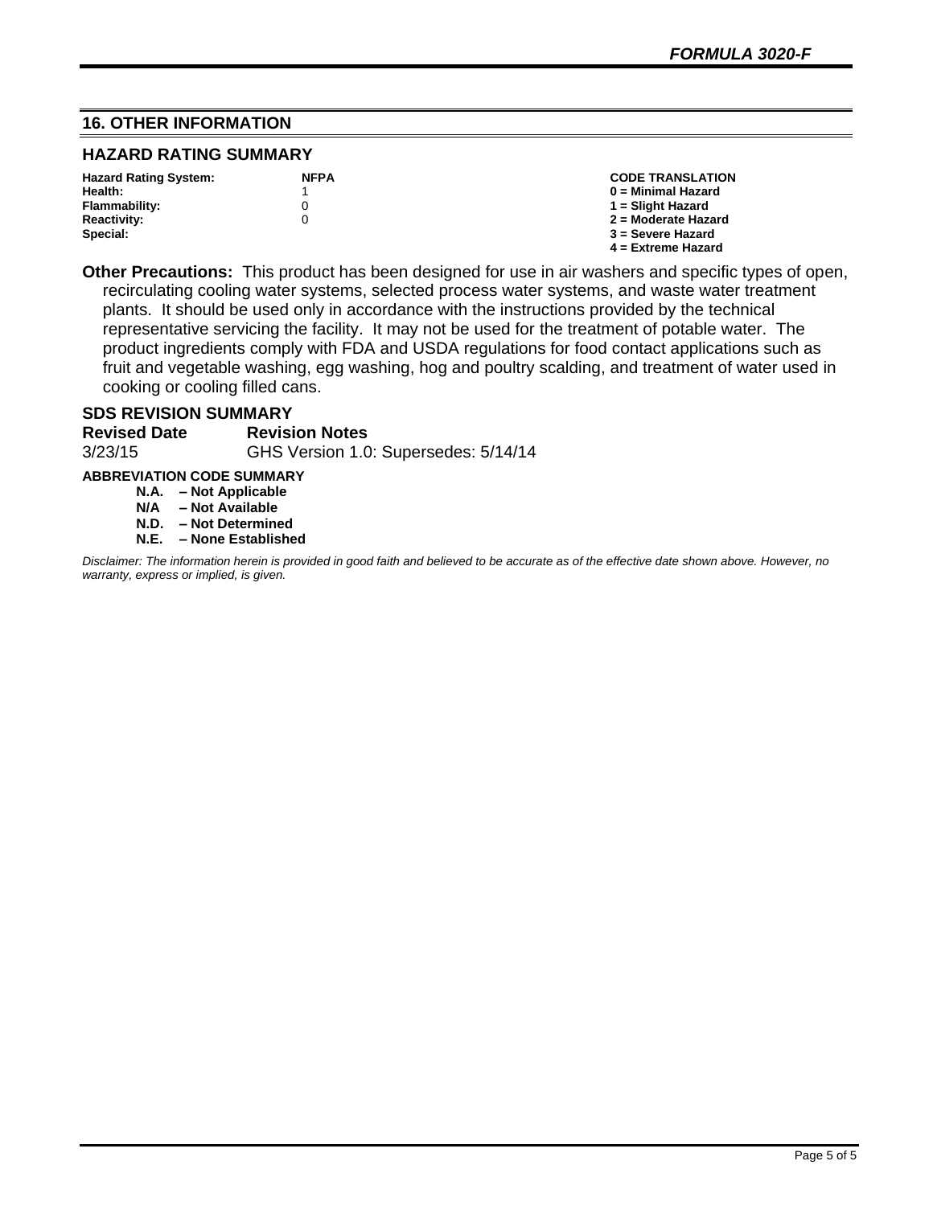## 16. OTHER INFORMATION

### HAZARD RATING SUMMARY

| Hazard Rating System: | NFPA | CODE TRANSLATION |
|---|---|---|
| Health: | 1 | 0 = Minimal Hazard |
| Flammability: | 0 | 1 = Slight Hazard |
| Reactivity: | 0 | 2 = Moderate Hazard |
| Special: | | 3 = Severe Hazard |
| | | 4 = Extreme Hazard |

**Other Precautions:** This product has been designed for use in air washers and specific types of open, recirculating cooling water systems, selected process water systems, and waste water treatment plants. It should be used only in accordance with the instructions provided by the technical representative servicing the facility. It may not be used for the treatment of potable water. The product ingredients comply with FDA and USDA regulations for food contact applications such as fruit and vegetable washing, egg washing, hog and poultry scalding, and treatment of water used in cooking or cooling filled cans.

### SDS REVISION SUMMARY

| Revised Date | Revision Notes |
|---|---|
| 3/23/15 | GHS Version 1.0: Supersedes: 5/14/14 |

**ABBREVIATION CODE SUMMARY**

- **N.A. – Not Applicable**
- **N/A – Not Available**
- **N.D. – Not Determined**
- **N.E. – None Established**

*Disclaimer: The information herein is provided in good faith and believed to be accurate as of the effective date shown above. However, no warranty, express or implied, is given.*